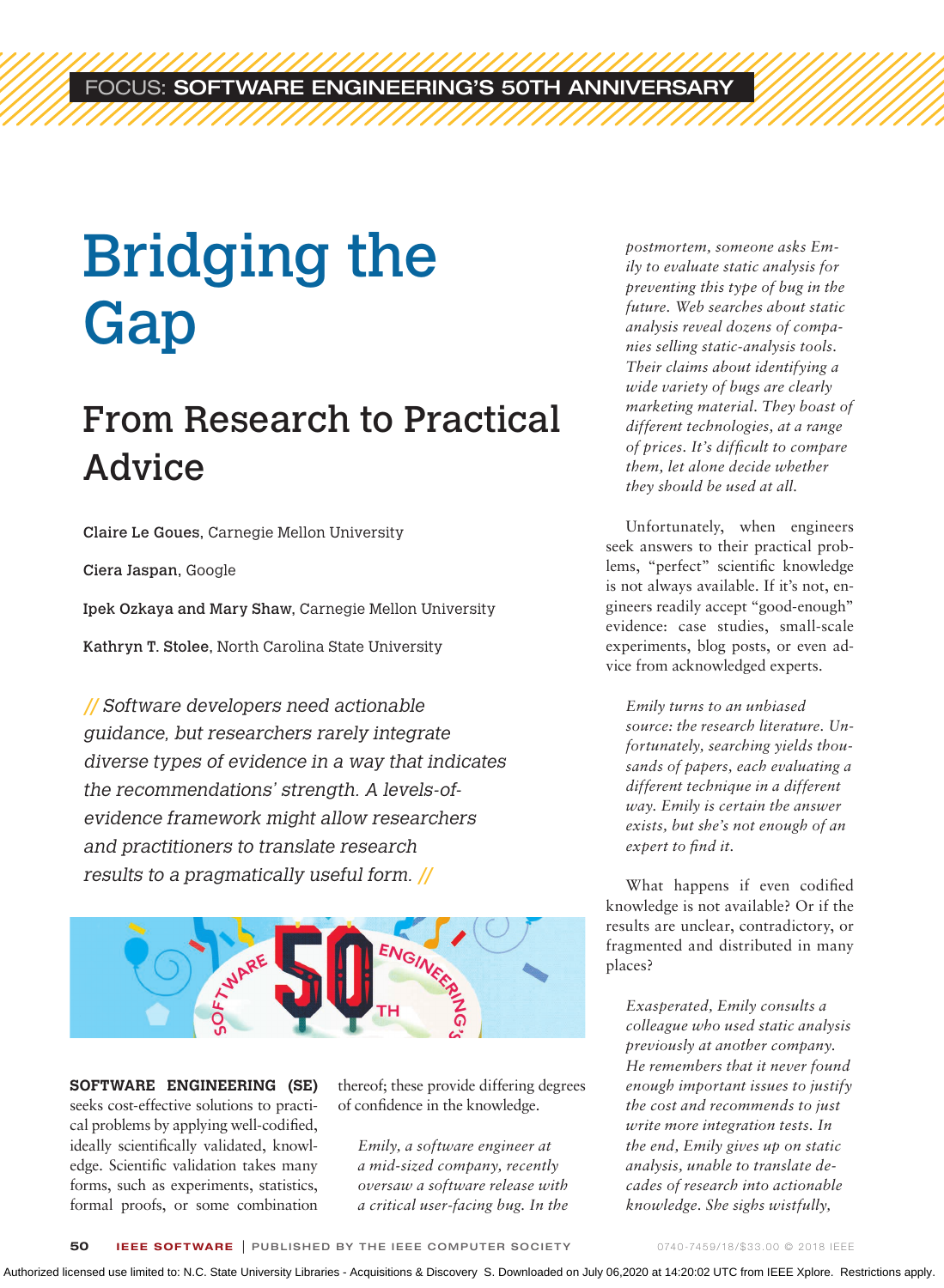FOCUS: SOFTWARE ENGINEERING'S 50TH ANNIVERSARY

# Bridging the Gap

## From Research to Practical Advice

**Claire Le Goues**, Carnegie Mellon University

**Ciera Jaspan**, Google

**Ipek Ozkaya and Mary Shaw**, Carnegie Mellon University

**Kathryn T. Stolee**, North Carolina State University

*// Software developers need actionable guidance, but researchers rarely integrate diverse types of evidence in a way that indicates the recommendations' strength. A levels-of-evidence framework might allow researchers and practitioners to translate research results to a pragmatically useful form. //*

**SOFTWARE ENGINEERING (SE)** seeks cost-effective solutions to practical problems by applying well-codified, ideally scientifically validated, knowledge. Scientific validation takes many forms, such as experiments, statistics, formal proofs, or some combination thereof; these provide differing degrees of confidence in the knowledge.

*Emily, a software engineer at a mid-sized company, recently oversaw a software release with a critical user-facing bug. In the postmortem, someone asks Emily to evaluate static analysis for preventing this type of bug in the future. Web searches about static analysis reveal dozens of companies selling static-analysis tools. Their claims about identifying a wide variety of bugs are clearly marketing material. They boast of different technologies, at a range of prices. It's difficult to compare them, let alone decide whether they should be used at all.*

Unfortunately, when engineers seek answers to their practical problems, "perfect" scientific knowledge is not always available. If it's not, engineers readily accept "good-enough" evidence: case studies, small-scale experiments, blog posts, or even advice from acknowledged experts.

*Emily turns to an unbiased source: the research literature. Unfortunately, searching yields thousands of papers, each evaluating a different technique in a different way. Emily is certain the answer exists, but she's not enough of an expert to find it.*

What happens if even codified knowledge is not available? Or if the results are unclear, contradictory, or fragmented and distributed in many places?

*Exasperated, Emily consults a colleague who used static analysis previously at another company. He remembers that it never found enough important issues to justify the cost and recommends to just write more integration tests. In the end, Emily gives up on static analysis, unable to translate decades of research into actionable knowledge. She sighs wistfully,*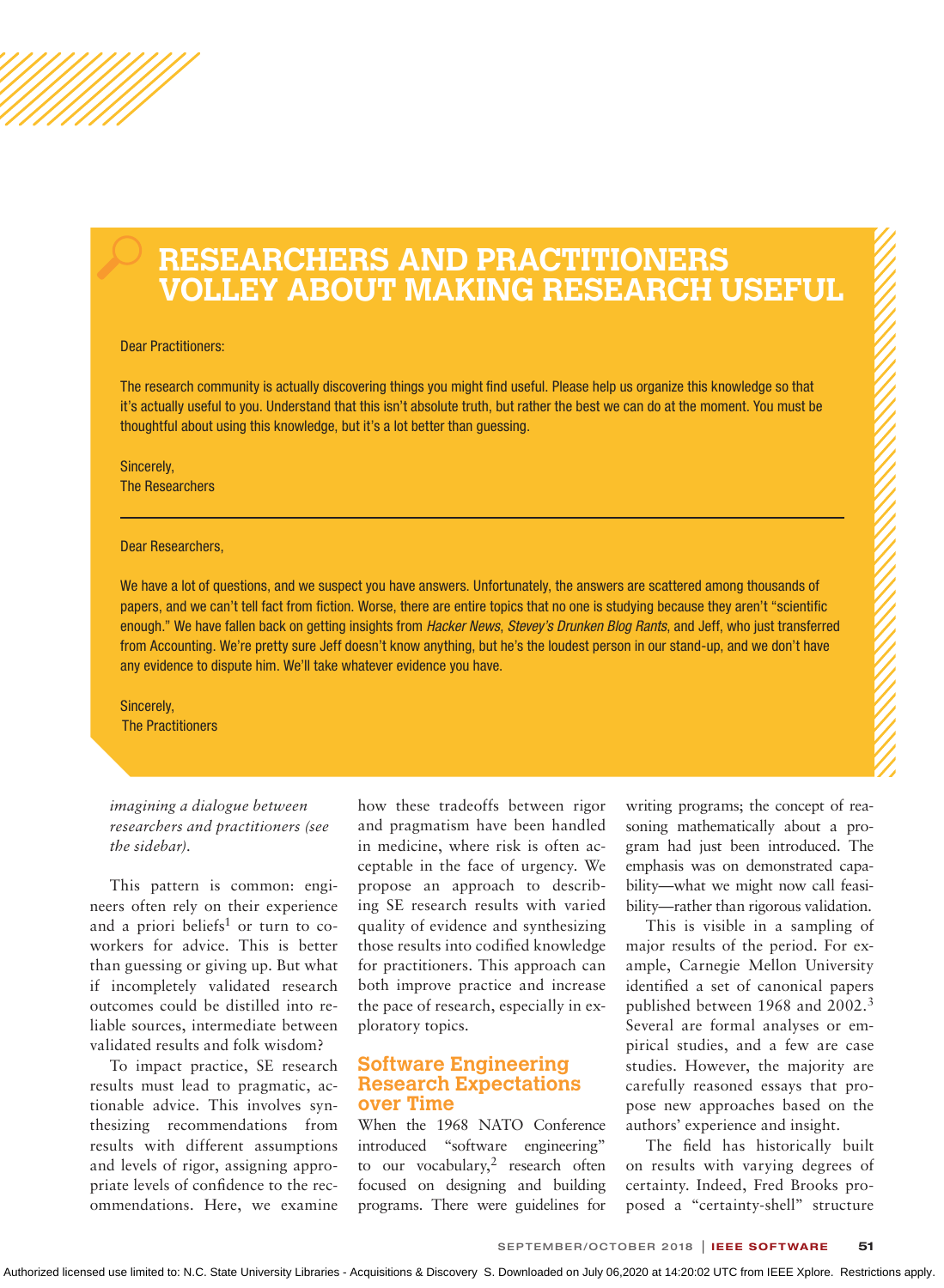## RESEARCHERS AND PRACTITIONERS VOLLEY ABOUT MAKING RESEARCH USEFUL

Dear Practitioners:

The research community is actually discovering things you might find useful. Please help us organize this knowledge so that it's actually useful to you. Understand that this isn't absolute truth, but rather the best we can do at the moment. You must be thoughtful about using this knowledge, but it's a lot better than guessing.

Sincerely,
The Researchers

---

Dear Researchers,

We have a lot of questions, and we suspect you have answers. Unfortunately, the answers are scattered among thousands of papers, and we can't tell fact from fiction. Worse, there are entire topics that no one is studying because they aren't "scientific enough." We have fallen back on getting insights from *Hacker News*, *Stevey's Drunken Blog Rants*, and Jeff, who just transferred from Accounting. We're pretty sure Jeff doesn't know anything, but he's the loudest person in our stand-up, and we don't have any evidence to dispute him. We'll take whatever evidence you have.

Sincerely,
The Practitioners

---

*imagining a dialogue between researchers and practitioners (see the sidebar).*

This pattern is common: engineers often rely on their experience and a priori beliefs[1] or turn to coworkers for advice. This is better than guessing or giving up. But what if incompletely validated research outcomes could be distilled into reliable sources, intermediate between validated results and folk wisdom?

To impact practice, SE research results must lead to pragmatic, actionable advice. This involves synthesizing recommendations from results with different assumptions and levels of rigor, assigning appropriate levels of confidence to the recommendations. Here, we examine how these tradeoffs between rigor and pragmatism have been handled in medicine, where risk is often acceptable in the face of urgency. We propose an approach to describing SE research results with varied quality of evidence and synthesizing those results into codified knowledge for practitioners. This approach can both improve practice and increase the pace of research, especially in exploratory topics.

## Software Engineering Research Expectations over Time

When the 1968 NATO Conference introduced "software engineering" to our vocabulary,[2] research often focused on designing and building programs. There were guidelines for writing programs; the concept of reasoning mathematically about a program had just been introduced. The emphasis was on demonstrated capability—what we might now call feasibility—rather than rigorous validation.

This is visible in a sampling of major results of the period. For example, Carnegie Mellon University identified a set of canonical papers published between 1968 and 2002.[3] Several are formal analyses or empirical studies, and a few are case studies. However, the majority are carefully reasoned essays that propose new approaches based on the authors' experience and insight.

The field has historically built on results with varying degrees of certainty. Indeed, Fred Brooks proposed a "certainty-shell" structure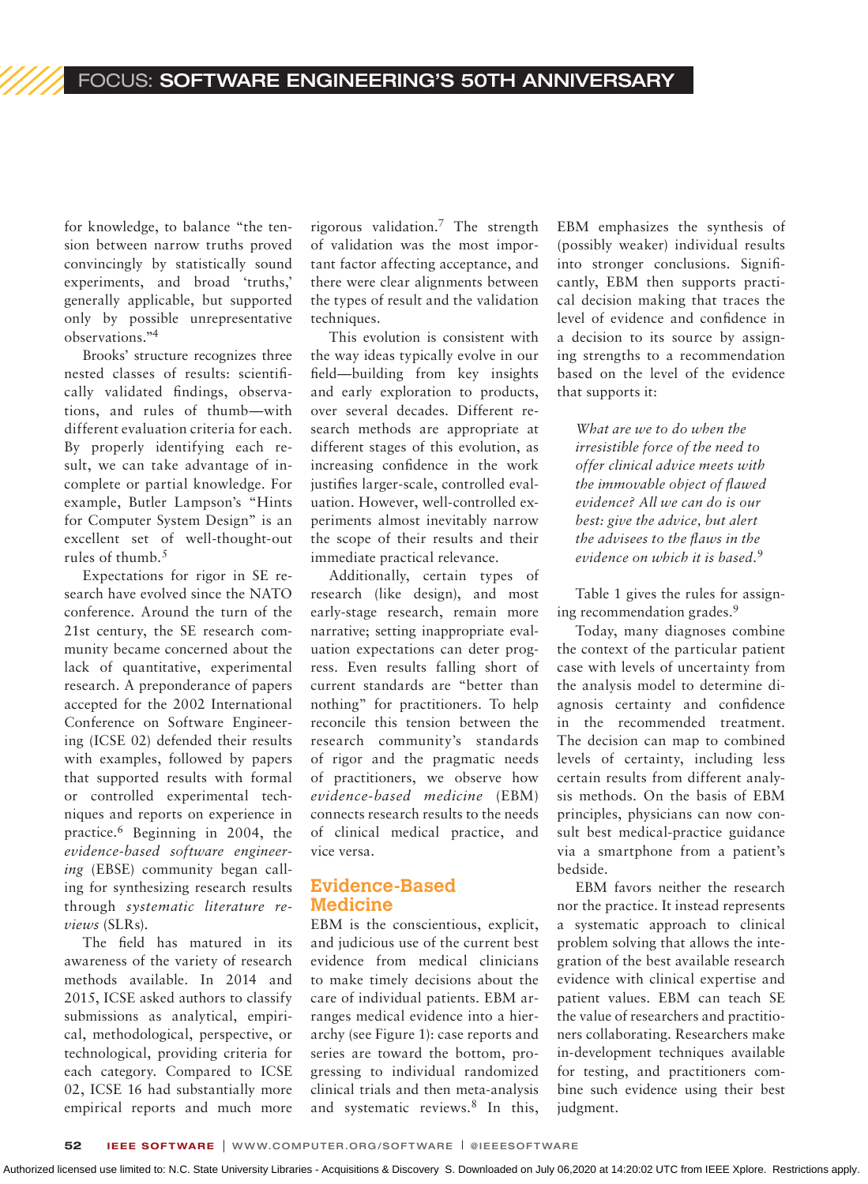for knowledge, to balance "the tension between narrow truths proved convincingly by statistically sound experiments, and broad 'truths,' generally applicable, but supported only by possible unrepresentative observations."[4]

Brooks' structure recognizes three nested classes of results: scientifically validated findings, observations, and rules of thumb—with different evaluation criteria for each. By properly identifying each result, we can take advantage of incomplete or partial knowledge. For example, Butler Lampson's "Hints for Computer System Design" is an excellent set of well-thought-out rules of thumb.[5]

Expectations for rigor in SE research have evolved since the NATO conference. Around the turn of the 21st century, the SE research community became concerned about the lack of quantitative, experimental research. A preponderance of papers accepted for the 2002 International Conference on Software Engineering (ICSE 02) defended their results with examples, followed by papers that supported results with formal or controlled experimental techniques and reports on experience in practice.[6] Beginning in 2004, the *evidence-based software engineering* (EBSE) community began calling for synthesizing research results through *systematic literature reviews* (SLRs).

The field has matured in its awareness of the variety of research methods available. In 2014 and 2015, ICSE asked authors to classify submissions as analytical, empirical, methodological, perspective, or technological, providing criteria for each category. Compared to ICSE 02, ICSE 16 had substantially more empirical reports and much more rigorous validation.[7] The strength of validation was the most important factor affecting acceptance, and there were clear alignments between the types of result and the validation techniques.

This evolution is consistent with the way ideas typically evolve in our field—building from key insights and early exploration to products, over several decades. Different research methods are appropriate at different stages of this evolution, as increasing confidence in the work justifies larger-scale, controlled evaluation. However, well-controlled experiments almost inevitably narrow the scope of their results and their immediate practical relevance.

Additionally, certain types of research (like design), and most early-stage research, remain more narrative; setting inappropriate evaluation expectations can deter progress. Even results falling short of current standards are "better than nothing" for practitioners. To help reconcile this tension between the research community's standards of rigor and the pragmatic needs of practitioners, we observe how *evidence-based medicine* (EBM) connects research results to the needs of clinical medical practice, and vice versa.

## Evidence-Based Medicine

EBM is the conscientious, explicit, and judicious use of the current best evidence from medical clinicians to make timely decisions about the care of individual patients. EBM arranges medical evidence into a hierarchy (see Figure 1): case reports and series are toward the bottom, progressing to individual randomized clinical trials and then meta-analysis and systematic reviews.[8] In this, EBM emphasizes the synthesis of (possibly weaker) individual results into stronger conclusions. Significantly, EBM then supports practical decision making that traces the level of evidence and confidence in a decision to its source by assigning strengths to a recommendation based on the level of the evidence that supports it:

> *What are we to do when the irresistible force of the need to offer clinical advice meets with the immovable object of flawed evidence? All we can do is our best: give the advice, but alert the advisees to the flaws in the evidence on which it is based.*[9]

Table 1 gives the rules for assigning recommendation grades.[9]

Today, many diagnoses combine the context of the particular patient case with levels of uncertainty from the analysis model to determine diagnosis certainty and confidence in the recommended treatment. The decision can map to combined levels of certainty, including less certain results from different analysis methods. On the basis of EBM principles, physicians can now consult best medical-practice guidance via a smartphone from a patient's bedside.

EBM favors neither the research nor the practice. It instead represents a systematic approach to clinical problem solving that allows the integration of the best available research evidence with clinical expertise and patient values. EBM can teach SE the value of researchers and practitioners collaborating. Researchers make in-development techniques available for testing, and practitioners combine such evidence using their best judgment.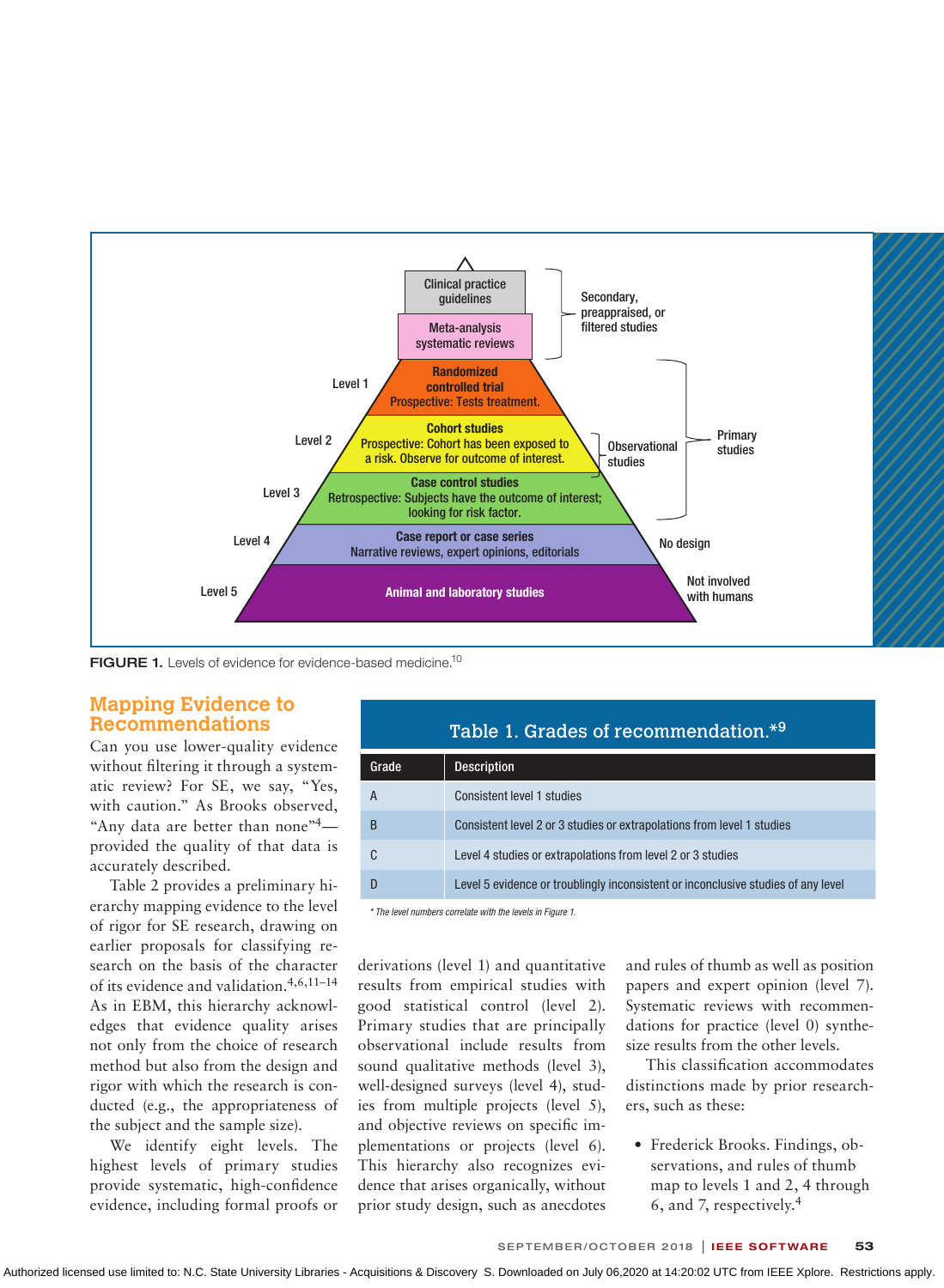FIGURE 1. Levels of evidence for evidence-based medicine.[10]

## Mapping Evidence to Recommendations

Can you use lower-quality evidence without filtering it through a systematic review? For SE, we say, "Yes, with caution." As Brooks observed, "Any data are better than none"[4]—provided the quality of that data is accurately described.

Table 2 provides a preliminary hierarchy mapping evidence to the level of rigor for SE research, drawing on earlier proposals for classifying research on the basis of the character of its evidence and validation.[4,6,11–14] As in EBM, this hierarchy acknowledges that evidence quality arises not only from the choice of research method but also from the design and rigor with which the research is conducted (e.g., the appropriateness of the subject and the sample size).

We identify eight levels. The highest levels of primary studies provide systematic, high-confidence evidence, including formal proofs or derivations (level 1) and quantitative results from empirical studies with good statistical control (level 2). Primary studies that are principally observational include results from sound qualitative methods (level 3), well-designed surveys (level 4), studies from multiple projects (level 5), and objective reviews on specific implementations or projects (level 6). This hierarchy also recognizes evidence that arises organically, without prior study design, such as anecdotes and rules of thumb as well as position papers and expert opinion (level 7). Systematic reviews with recommendations for practice (level 0) synthesize results from the other levels.

This classification accommodates distinctions made by prior researchers, such as these:

- Frederick Brooks. Findings, observations, and rules of thumb map to levels 1 and 2, 4 through 6, and 7, respectively.[4]

**Table 1. Grades of recommendation.***[9]

| Grade | Description |
|---|---|
| A | Consistent level 1 studies |
| B | Consistent level 2 or 3 studies or extrapolations from level 1 studies |
| C | Level 4 studies or extrapolations from level 2 or 3 studies |
| D | Level 5 evidence or troublingly inconsistent or inconclusive studies of any level |

*\* The level numbers correlate with the levels in Figure 1.*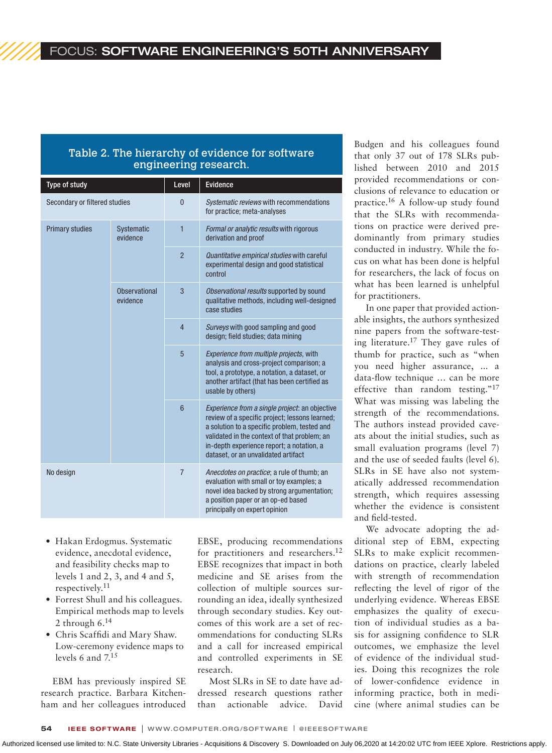**Table 2. The hierarchy of evidence for software engineering research.**

| Type of study | | Level | Evidence |
|---|---|---|---|
| Secondary or filtered studies | | 0 | *Systematic reviews* with recommendations for practice; meta-analyses |
| Primary studies | Systematic evidence | 1 | *Formal or analytic results* with rigorous derivation and proof |
| | | 2 | *Quantitative empirical studies* with careful experimental design and good statistical control |
| | Observational evidence | 3 | *Observational results* supported by sound qualitative methods, including well-designed case studies |
| | | 4 | *Surveys* with good sampling and good design; field studies; data mining |
| | | 5 | *Experience from multiple projects*, with analysis and cross-project comparison; a tool, a prototype, a notation, a dataset, or another artifact (that has been certified as usable by others) |
| | | 6 | *Experience from a single project*: an objective review of a specific project; lessons learned; a solution to a specific problem, tested and validated in the context of that problem; an in-depth experience report; a notation, a dataset, or an unvalidated artifact |
| No design | | 7 | *Anecdotes on practice*; a rule of thumb; an evaluation with small or toy examples; a novel idea backed by strong argumentation; a position paper or an op-ed based principally on expert opinion |

- Hakan Erdogmus. Systematic evidence, anecdotal evidence, and feasibility checks map to levels 1 and 2, 3, and 4 and 5, respectively.[11]
- Forrest Shull and his colleagues. Empirical methods map to levels 2 through 6.[14]
- Chris Scaffidi and Mary Shaw. Low-ceremony evidence maps to levels 6 and 7.[15]

EBM has previously inspired SE research practice. Barbara Kitchenham and her colleagues introduced EBSE, producing recommendations for practitioners and researchers.[12] EBSE recognizes that impact in both medicine and SE arises from the collection of multiple sources surrounding an idea, ideally synthesized through secondary studies. Key outcomes of this work are a set of recommendations for conducting SLRs and a call for increased empirical and controlled experiments in SE research.

Most SLRs in SE to date have addressed research questions rather than actionable advice. David Budgen and his colleagues found that only 37 out of 178 SLRs published between 2010 and 2015 provided recommendations or conclusions of relevance to education or practice.[16] A follow-up study found that the SLRs with recommendations on practice were derived predominantly from primary studies conducted in industry. While the focus on what has been done is helpful for researchers, the lack of focus on what has been learned is unhelpful for practitioners.

In one paper that provided actionable insights, the authors synthesized nine papers from the software-testing literature.[17] They gave rules of thumb for practice, such as "when you need higher assurance, … a data-flow technique … can be more effective than random testing."[17] What was missing was labeling the strength of the recommendations. The authors instead provided caveats about the initial studies, such as small evaluation programs (level 7) and the use of seeded faults (level 6). SLRs in SE have also not systematically addressed recommendation strength, which requires assessing whether the evidence is consistent and field-tested.

We advocate adopting the additional step of EBM, expecting SLRs to make explicit recommendations on practice, clearly labeled with strength of recommendation reflecting the level of rigor of the underlying evidence. Whereas EBSE emphasizes the quality of execution of individual studies as a basis for assigning confidence to SLR outcomes, we emphasize the level of evidence of the individual studies. Doing this recognizes the role of lower-confidence evidence in informing practice, both in medicine (where animal studies can be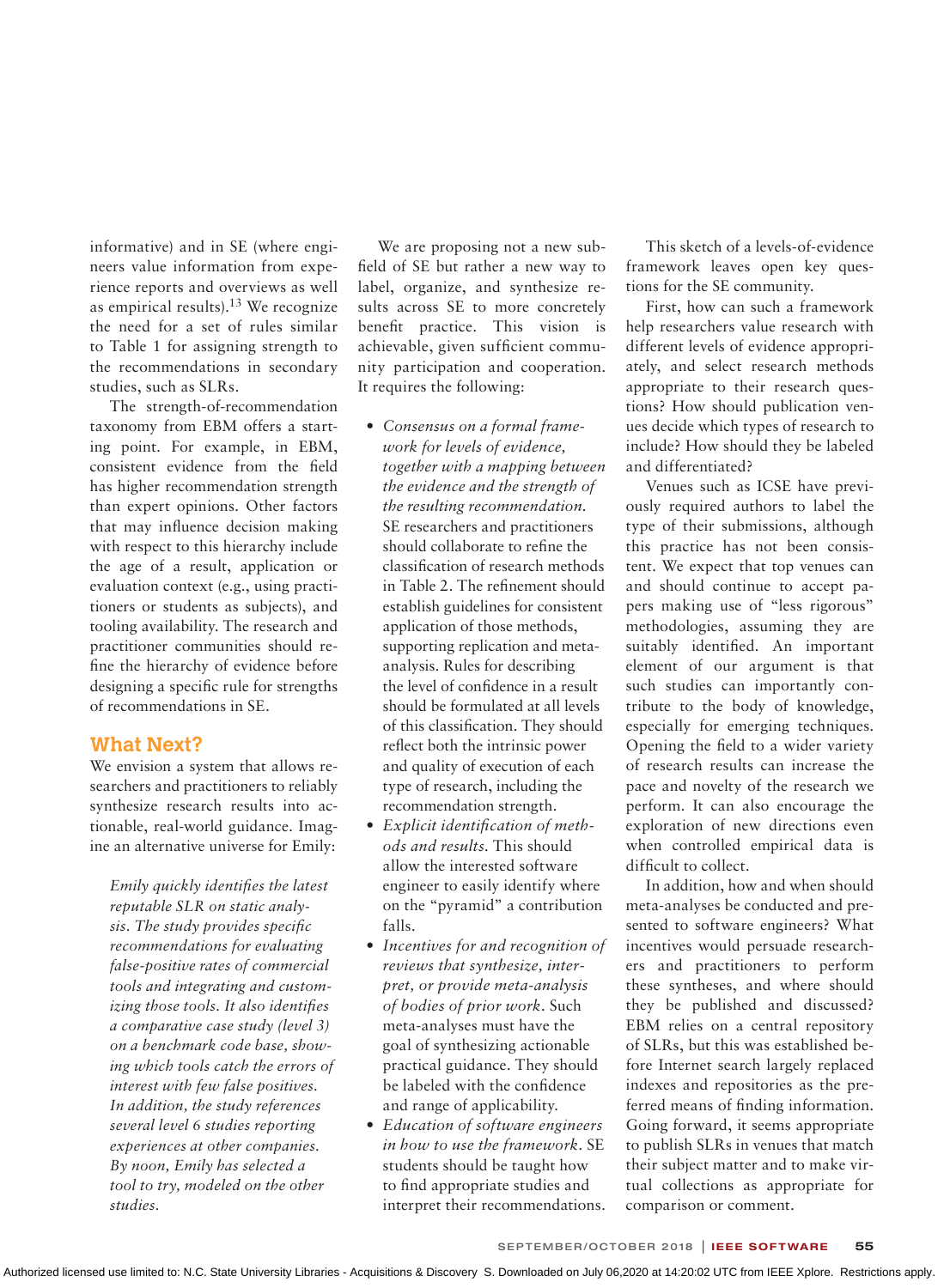informative) and in SE (where engineers value information from experience reports and overviews as well as empirical results).[13] We recognize the need for a set of rules similar to Table 1 for assigning strength to the recommendations in secondary studies, such as SLRs.

The strength-of-recommendation taxonomy from EBM offers a starting point. For example, in EBM, consistent evidence from the field has higher recommendation strength than expert opinions. Other factors that may influence decision making with respect to this hierarchy include the age of a result, application or evaluation context (e.g., using practitioners or students as subjects), and tooling availability. The research and practitioner communities should refine the hierarchy of evidence before designing a specific rule for strengths of recommendations in SE.

## What Next?

We envision a system that allows researchers and practitioners to reliably synthesize research results into actionable, real-world guidance. Imagine an alternative universe for Emily:

> *Emily quickly identifies the latest reputable SLR on static analysis. The study provides specific recommendations for evaluating false-positive rates of commercial tools and integrating and customizing those tools. It also identifies a comparative case study (level 3) on a benchmark code base, showing which tools catch the errors of interest with few false positives. In addition, the study references several level 6 studies reporting experiences at other companies. By noon, Emily has selected a tool to try, modeled on the other studies.*

We are proposing not a new subfield of SE but rather a new way to label, organize, and synthesize results across SE to more concretely benefit practice. This vision is achievable, given sufficient community participation and cooperation. It requires the following:

- *Consensus on a formal framework for levels of evidence, together with a mapping between the evidence and the strength of the resulting recommendation.* SE researchers and practitioners should collaborate to refine the classification of research methods in Table 2. The refinement should establish guidelines for consistent application of those methods, supporting replication and meta-analysis. Rules for describing the level of confidence in a result should be formulated at all levels of this classification. They should reflect both the intrinsic power and quality of execution of each type of research, including the recommendation strength.
- *Explicit identification of methods and results.* This should allow the interested software engineer to easily identify where on the "pyramid" a contribution falls.
- *Incentives for and recognition of reviews that synthesize, interpret, or provide meta-analysis of bodies of prior work.* Such meta-analyses must have the goal of synthesizing actionable practical guidance. They should be labeled with the confidence and range of applicability.
- *Education of software engineers in how to use the framework.* SE students should be taught how to find appropriate studies and interpret their recommendations.

This sketch of a levels-of-evidence framework leaves open key questions for the SE community.

First, how can such a framework help researchers value research with different levels of evidence appropriately, and select research methods appropriate to their research questions? How should publication venues decide which types of research to include? How should they be labeled and differentiated?

Venues such as ICSE have previously required authors to label the type of their submissions, although this practice has not been consistent. We expect that top venues can and should continue to accept papers making use of "less rigorous" methodologies, assuming they are suitably identified. An important element of our argument is that such studies can importantly contribute to the body of knowledge, especially for emerging techniques. Opening the field to a wider variety of research results can increase the pace and novelty of the research we perform. It can also encourage the exploration of new directions even when controlled empirical data is difficult to collect.

In addition, how and when should meta-analyses be conducted and presented to software engineers? What incentives would persuade researchers and practitioners to perform these syntheses, and where should they be published and discussed? EBM relies on a central repository of SLRs, but this was established before Internet search largely replaced indexes and repositories as the preferred means of finding information. Going forward, it seems appropriate to publish SLRs in venues that match their subject matter and to make virtual collections as appropriate for comparison or comment.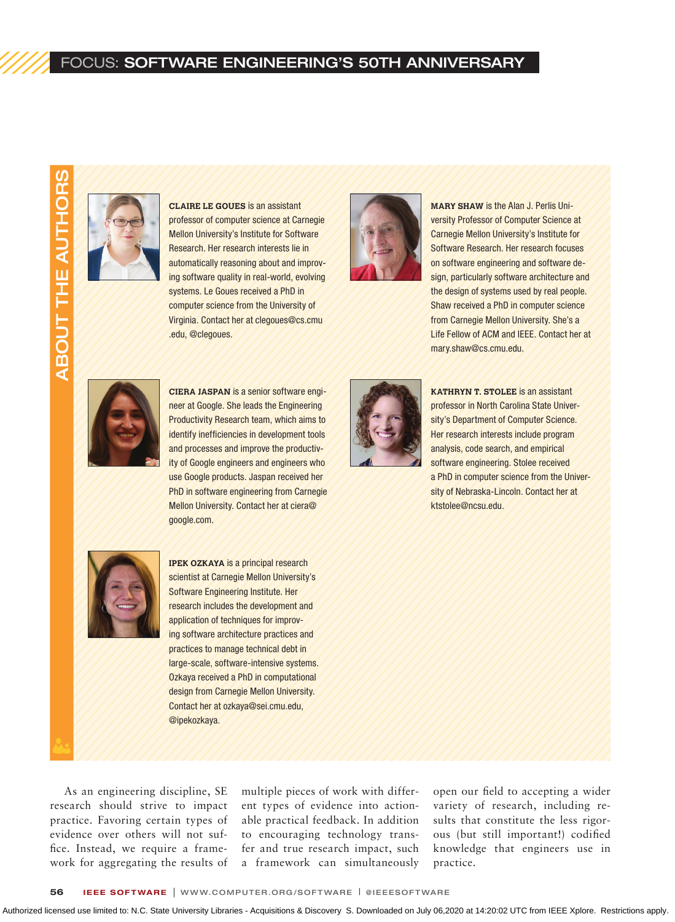## ABOUT THE AUTHORS

**CLAIRE LE GOUES** is an assistant professor of computer science at Carnegie Mellon University's Institute for Software Research. Her research interests lie in automatically reasoning about and improving software quality in real-world, evolving systems. Le Goues received a PhD in computer science from the University of Virginia. Contact her at clegoues@cs.cmu.edu, @clegoues.

**MARY SHAW** is the Alan J. Perlis University Professor of Computer Science at Carnegie Mellon University's Institute for Software Research. Her research focuses on software engineering and software design, particularly software architecture and the design of systems used by real people. Shaw received a PhD in computer science from Carnegie Mellon University. She's a Life Fellow of ACM and IEEE. Contact her at mary.shaw@cs.cmu.edu.

**CIERA JASPAN** is a senior software engineer at Google. She leads the Engineering Productivity Research team, which aims to identify inefficiencies in development tools and processes and improve the productivity of Google engineers and engineers who use Google products. Jaspan received her PhD in software engineering from Carnegie Mellon University. Contact her at ciera@google.com.

**KATHRYN T. STOLEE** is an assistant professor in North Carolina State University's Department of Computer Science. Her research interests include program analysis, code search, and empirical software engineering. Stolee received a PhD in computer science from the University of Nebraska-Lincoln. Contact her at ktstolee@ncsu.edu.

**IPEK OZKAYA** is a principal research scientist at Carnegie Mellon University's Software Engineering Institute. Her research includes the development and application of techniques for improving software architecture practices and practices to manage technical debt in large-scale, software-intensive systems. Ozkaya received a PhD in computational design from Carnegie Mellon University. Contact her at ozkaya@sei.cmu.edu, @ipekozkaya.

As an engineering discipline, SE research should strive to impact practice. Favoring certain types of evidence over others will not suffice. Instead, we require a framework for aggregating the results of multiple pieces of work with different types of evidence into actionable practical feedback. In addition to encouraging technology transfer and true research impact, such a framework can simultaneously open our field to accepting a wider variety of research, including results that constitute the less rigorous (but still important!) codified knowledge that engineers use in practice.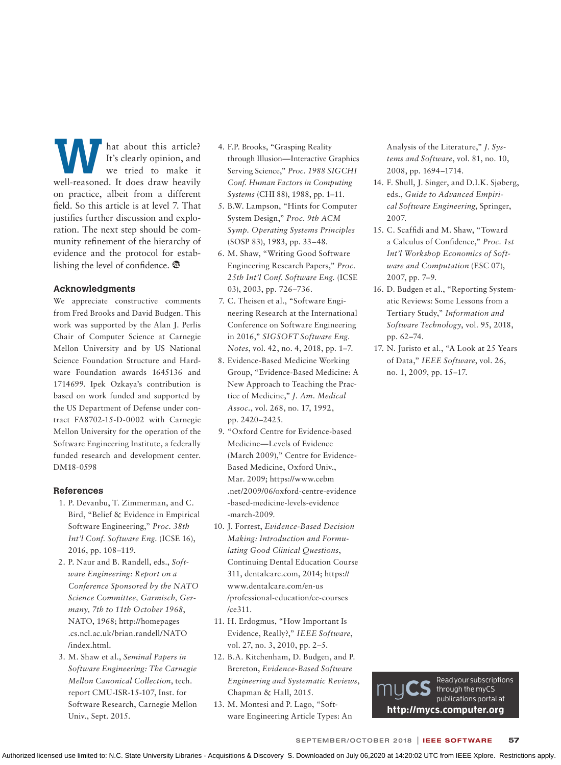What about this article? It's clearly opinion, and we tried to make it well-reasoned. It does draw heavily on practice, albeit from a different field. So this article is at level 7. That justifies further discussion and exploration. The next step should be community refinement of the hierarchy of evidence and the protocol for establishing the level of confidence.

## Acknowledgments

We appreciate constructive comments from Fred Brooks and David Budgen. This work was supported by the Alan J. Perlis Chair of Computer Science at Carnegie Mellon University and by US National Science Foundation Structure and Hardware Foundation awards 1645136 and 1714699. Ipek Ozkaya's contribution is based on work funded and supported by the US Department of Defense under contract FA8702-15-D-0002 with Carnegie Mellon University for the operation of the Software Engineering Institute, a federally funded research and development center. DM18-0598

## References

1. P. Devanbu, T. Zimmerman, and C. Bird, "Belief & Evidence in Empirical Software Engineering," *Proc. 38th Int'l Conf. Software Eng.* (ICSE 16), 2016, pp. 108–119.
2. P. Naur and B. Randell, eds., *Software Engineering: Report on a Conference Sponsored by the NATO Science Committee, Garmisch, Germany, 7th to 11th October 1968*, NATO, 1968; http://homepages.cs.ncl.ac.uk/brian.randell/NATO/index.html.
3. M. Shaw et al., *Seminal Papers in Software Engineering: The Carnegie Mellon Canonical Collection*, tech. report CMU-ISR-15-107, Inst. for Software Research, Carnegie Mellon Univ., Sept. 2015.
4. F.P. Brooks, "Grasping Reality through Illusion—Interactive Graphics Serving Science," *Proc. 1988 SIGCHI Conf. Human Factors in Computing Systems* (CHI 88), 1988, pp. 1–11.
5. B.W. Lampson, "Hints for Computer System Design," *Proc. 9th ACM Symp. Operating Systems Principles* (SOSP 83), 1983, pp. 33–48.
6. M. Shaw, "Writing Good Software Engineering Research Papers," *Proc. 25th Int'l Conf. Software Eng.* (ICSE 03), 2003, pp. 726–736.
7. C. Theisen et al., "Software Engineering Research at the International Conference on Software Engineering in 2016," *SIGSOFT Software Eng. Notes*, vol. 42, no. 4, 2018, pp. 1–7.
8. Evidence-Based Medicine Working Group, "Evidence-Based Medicine: A New Approach to Teaching the Practice of Medicine," *J. Am. Medical Assoc.*, vol. 268, no. 17, 1992, pp. 2420–2425.
9. "Oxford Centre for Evidence-based Medicine—Levels of Evidence (March 2009)," Centre for Evidence-Based Medicine, Oxford Univ., Mar. 2009; https://www.cebm.net/2009/06/oxford-centre-evidence-based-medicine-levels-evidence-march-2009.
10. J. Forrest, *Evidence-Based Decision Making: Introduction and Formulating Good Clinical Questions*, Continuing Dental Education Course 311, dentalcare.com, 2014; https://www.dentalcare.com/en-us/professional-education/ce-courses/ce311.
11. H. Erdogmus, "How Important Is Evidence, Really?," *IEEE Software*, vol. 27, no. 3, 2010, pp. 2–5.
12. B.A. Kitchenham, D. Budgen, and P. Brereton, *Evidence-Based Software Engineering and Systematic Reviews*, Chapman & Hall, 2015.
13. M. Montesi and P. Lago, "Software Engineering Article Types: An Analysis of the Literature," *J. Systems and Software*, vol. 81, no. 10, 2008, pp. 1694–1714.
14. F. Shull, J. Singer, and D.I.K. Sjøberg, eds., *Guide to Advanced Empirical Software Engineering*, Springer, 2007.
15. C. Scaffidi and M. Shaw, "Toward a Calculus of Confidence," *Proc. 1st Int'l Workshop Economics of Software and Computation* (ESC 07), 2007, pp. 7–9.
16. D. Budgen et al., "Reporting Systematic Reviews: Some Lessons from a Tertiary Study," *Information and Software Technology*, vol. 95, 2018, pp. 62–74.
17. N. Juristo et al., "A Look at 25 Years of Data," *IEEE Software*, vol. 26, no. 1, 2009, pp. 15–17.

myCS Read your subscriptions through the myCS publications portal at http://mycs.computer.org